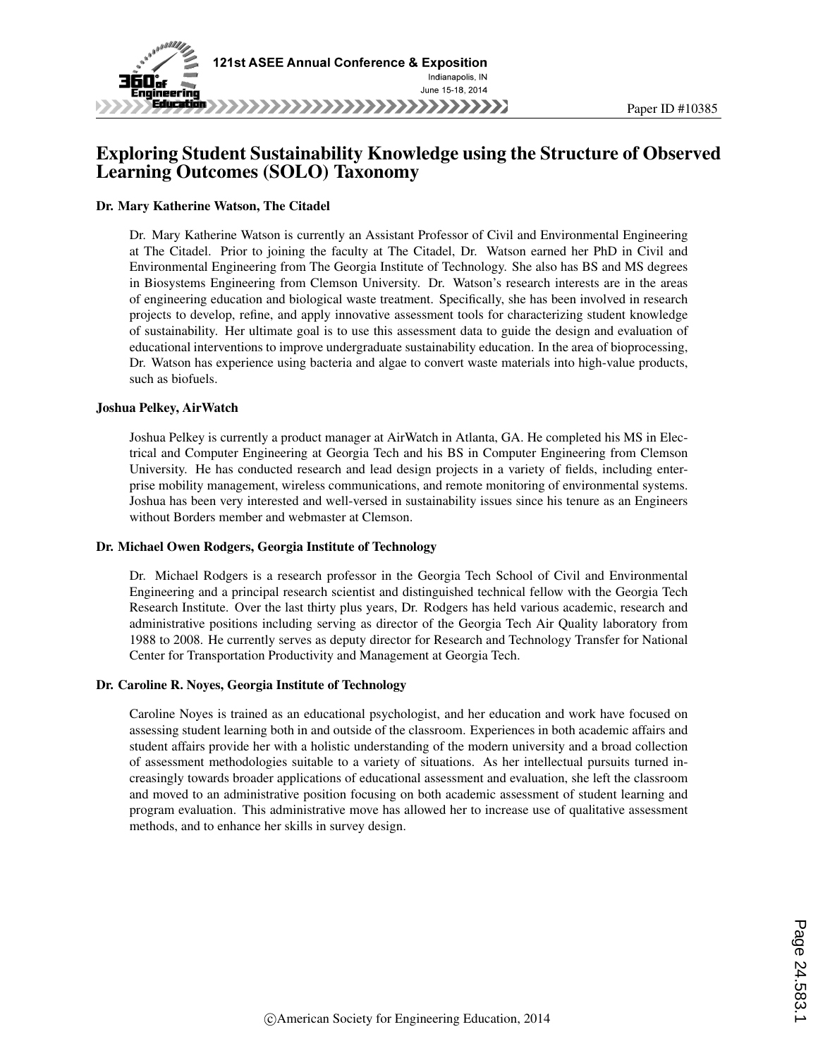# Exploring Student Sustainability Knowledge using the Structure of Observed Learning Outcomes (SOLO) Taxonomy

### Dr. Mary Katherine Watson, The Citadel

Dr. Mary Katherine Watson is currently an Assistant Professor of Civil and Environmental Engineering at The Citadel. Prior to joining the faculty at The Citadel, Dr. Watson earned her PhD in Civil and Environmental Engineering from The Georgia Institute of Technology. She also has BS and MS degrees in Biosystems Engineering from Clemson University. Dr. Watson's research interests are in the areas of engineering education and biological waste treatment. Specifically, she has been involved in research projects to develop, refine, and apply innovative assessment tools for characterizing student knowledge of sustainability. Her ultimate goal is to use this assessment data to guide the design and evaluation of educational interventions to improve undergraduate sustainability education. In the area of bioprocessing, Dr. Watson has experience using bacteria and algae to convert waste materials into high-value products, such as biofuels.

### Joshua Pelkey, AirWatch

Joshua Pelkey is currently a product manager at AirWatch in Atlanta, GA. He completed his MS in Electrical and Computer Engineering at Georgia Tech and his BS in Computer Engineering from Clemson University. He has conducted research and lead design projects in a variety of fields, including enterprise mobility management, wireless communications, and remote monitoring of environmental systems. Joshua has been very interested and well-versed in sustainability issues since his tenure as an Engineers without Borders member and webmaster at Clemson.

### Dr. Michael Owen Rodgers, Georgia Institute of Technology

Dr. Michael Rodgers is a research professor in the Georgia Tech School of Civil and Environmental Engineering and a principal research scientist and distinguished technical fellow with the Georgia Tech Research Institute. Over the last thirty plus years, Dr. Rodgers has held various academic, research and administrative positions including serving as director of the Georgia Tech Air Quality laboratory from 1988 to 2008. He currently serves as deputy director for Research and Technology Transfer for National Center for Transportation Productivity and Management at Georgia Tech.

### Dr. Caroline R. Noyes, Georgia Institute of Technology

Caroline Noyes is trained as an educational psychologist, and her education and work have focused on assessing student learning both in and outside of the classroom. Experiences in both academic affairs and student affairs provide her with a holistic understanding of the modern university and a broad collection of assessment methodologies suitable to a variety of situations. As her intellectual pursuits turned increasingly towards broader applications of educational assessment and evaluation, she left the classroom and moved to an administrative position focusing on both academic assessment of student learning and program evaluation. This administrative move has allowed her to increase use of qualitative assessment methods, and to enhance her skills in survey design.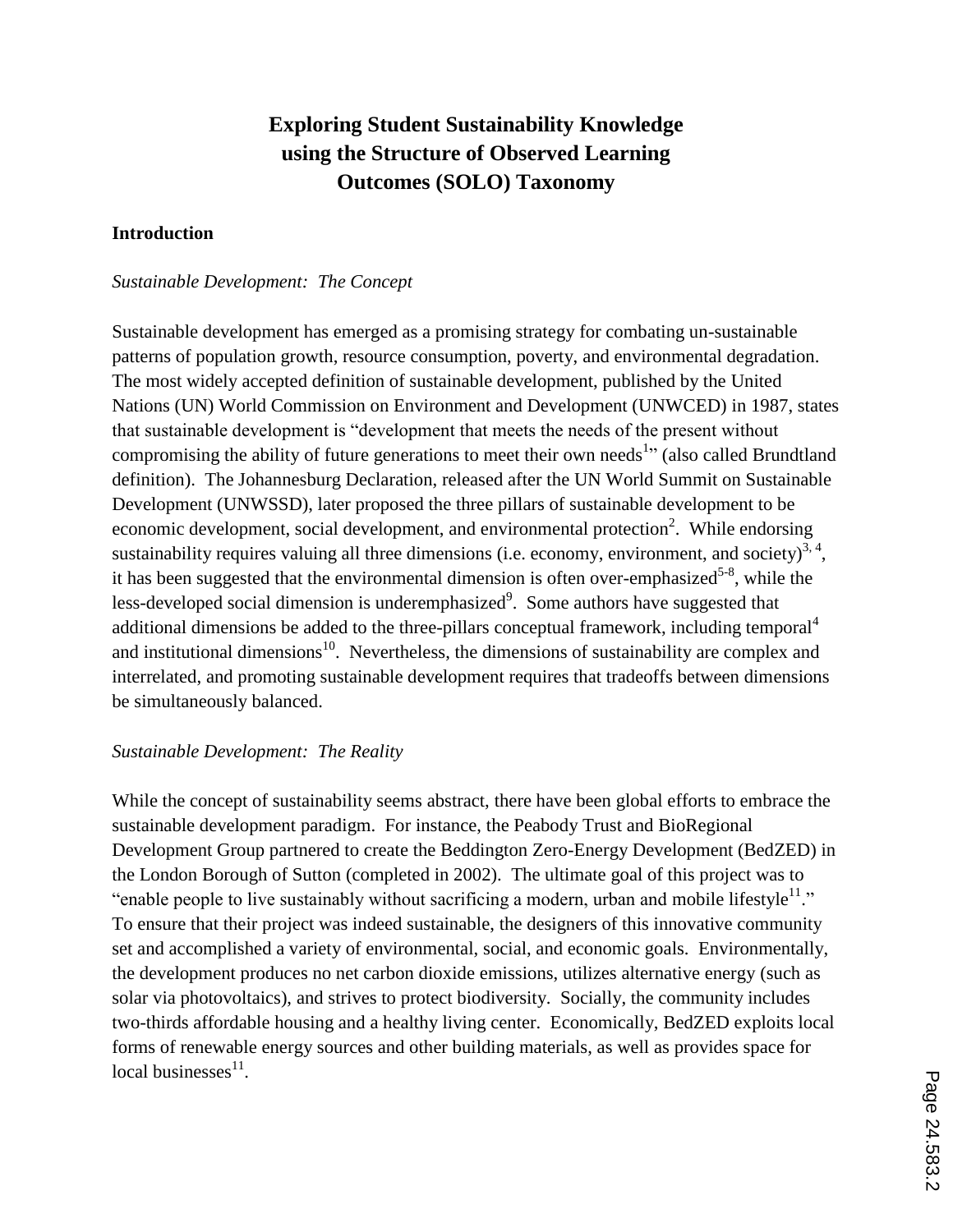# Exploring Student Sustainability Knowledge using the Structure of Observed Learning Outcomes (SOLO) Taxonomy

## Introduction

*Sustainable Development: The Concept*

Sustainable development has emerged as a promising strategy for combating un-sustainable patterns of population growth, resource consumption, poverty, and environmental degradation. The most widely accepted definition of sustainable development, published by the United Nations (UN) World Commission on Environment and Development (UNWCED) in 1987, states that sustainable development is "development that meets the needs of the present without compromising the ability of future generations to meet their own needs[1]" (also called Brundtland definition). The Johannesburg Declaration, released after the UN World Summit on Sustainable Development (UNWSSD), later proposed the three pillars of sustainable development to be economic development, social development, and environmental protection[2]. While endorsing sustainability requires valuing all three dimensions (i.e. economy, environment, and society)[3, 4], it has been suggested that the environmental dimension is often over-emphasized[5-8], while the less-developed social dimension is underemphasized[9]. Some authors have suggested that additional dimensions be added to the three-pillars conceptual framework, including temporal[4] and institutional dimensions[10]. Nevertheless, the dimensions of sustainability are complex and interrelated, and promoting sustainable development requires that tradeoffs between dimensions be simultaneously balanced.

*Sustainable Development: The Reality*

While the concept of sustainability seems abstract, there have been global efforts to embrace the sustainable development paradigm. For instance, the Peabody Trust and BioRegional Development Group partnered to create the Beddington Zero-Energy Development (BedZED) in the London Borough of Sutton (completed in 2002). The ultimate goal of this project was to "enable people to live sustainably without sacrificing a modern, urban and mobile lifestyle[11]." To ensure that their project was indeed sustainable, the designers of this innovative community set and accomplished a variety of environmental, social, and economic goals. Environmentally, the development produces no net carbon dioxide emissions, utilizes alternative energy (such as solar via photovoltaics), and strives to protect biodiversity. Socially, the community includes two-thirds affordable housing and a healthy living center. Economically, BedZED exploits local forms of renewable energy sources and other building materials, as well as provides space for local businesses[11].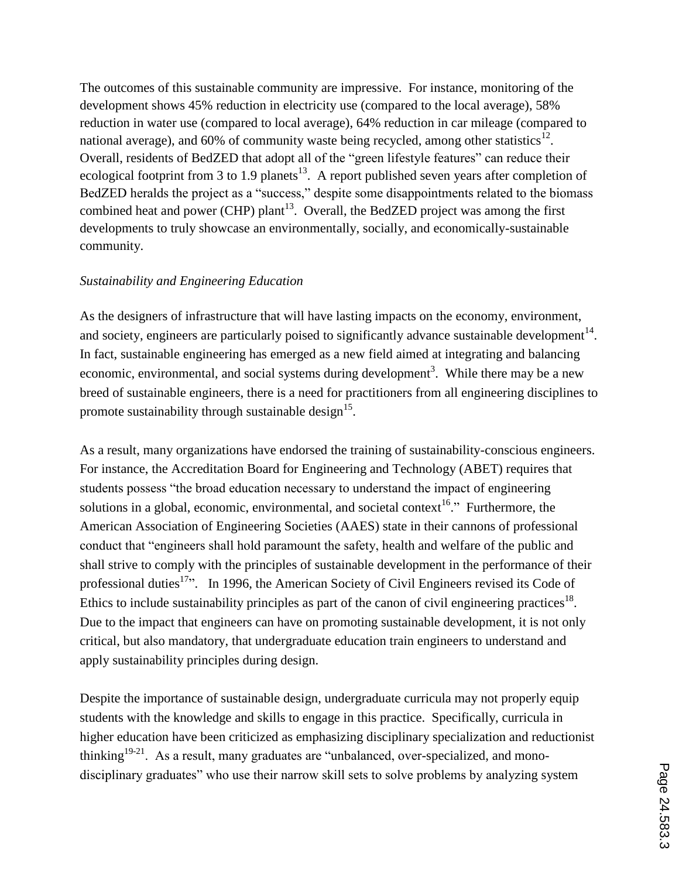The outcomes of this sustainable community are impressive. For instance, monitoring of the development shows 45% reduction in electricity use (compared to the local average), 58% reduction in water use (compared to local average), 64% reduction in car mileage (compared to national average), and 60% of community waste being recycled, among other statistics[12]. Overall, residents of BedZED that adopt all of the "green lifestyle features" can reduce their ecological footprint from 3 to 1.9 planets[13]. A report published seven years after completion of BedZED heralds the project as a "success," despite some disappointments related to the biomass combined heat and power (CHP) plant[13]. Overall, the BedZED project was among the first developments to truly showcase an environmentally, socially, and economically-sustainable community.

*Sustainability and Engineering Education*

As the designers of infrastructure that will have lasting impacts on the economy, environment, and society, engineers are particularly poised to significantly advance sustainable development[14]. In fact, sustainable engineering has emerged as a new field aimed at integrating and balancing economic, environmental, and social systems during development[3]. While there may be a new breed of sustainable engineers, there is a need for practitioners from all engineering disciplines to promote sustainability through sustainable design[15].

As a result, many organizations have endorsed the training of sustainability-conscious engineers. For instance, the Accreditation Board for Engineering and Technology (ABET) requires that students possess "the broad education necessary to understand the impact of engineering solutions in a global, economic, environmental, and societal context[16]." Furthermore, the American Association of Engineering Societies (AAES) state in their cannons of professional conduct that "engineers shall hold paramount the safety, health and welfare of the public and shall strive to comply with the principles of sustainable development in the performance of their professional duties[17]". In 1996, the American Society of Civil Engineers revised its Code of Ethics to include sustainability principles as part of the canon of civil engineering practices[18]. Due to the impact that engineers can have on promoting sustainable development, it is not only critical, but also mandatory, that undergraduate education train engineers to understand and apply sustainability principles during design.

Despite the importance of sustainable design, undergraduate curricula may not properly equip students with the knowledge and skills to engage in this practice. Specifically, curricula in higher education have been criticized as emphasizing disciplinary specialization and reductionist thinking[19-21]. As a result, many graduates are "unbalanced, over-specialized, and mono-disciplinary graduates" who use their narrow skill sets to solve problems by analyzing system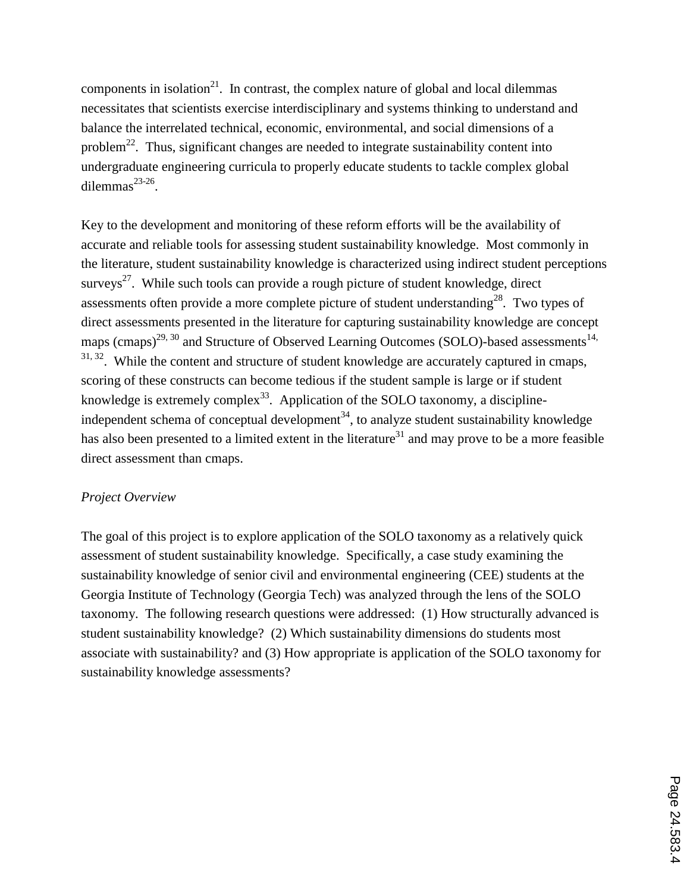components in isolation[21]. In contrast, the complex nature of global and local dilemmas necessitates that scientists exercise interdisciplinary and systems thinking to understand and balance the interrelated technical, economic, environmental, and social dimensions of a problem[22]. Thus, significant changes are needed to integrate sustainability content into undergraduate engineering curricula to properly educate students to tackle complex global dilemmas[23-26].

Key to the development and monitoring of these reform efforts will be the availability of accurate and reliable tools for assessing student sustainability knowledge. Most commonly in the literature, student sustainability knowledge is characterized using indirect student perceptions surveys[27]. While such tools can provide a rough picture of student knowledge, direct assessments often provide a more complete picture of student understanding[28]. Two types of direct assessments presented in the literature for capturing sustainability knowledge are concept maps (cmaps)[29, 30] and Structure of Observed Learning Outcomes (SOLO)-based assessments[14, 31, 32]. While the content and structure of student knowledge are accurately captured in cmaps, scoring of these constructs can become tedious if the student sample is large or if student knowledge is extremely complex[33]. Application of the SOLO taxonomy, a discipline-independent schema of conceptual development[34], to analyze student sustainability knowledge has also been presented to a limited extent in the literature[31] and may prove to be a more feasible direct assessment than cmaps.

*Project Overview*

The goal of this project is to explore application of the SOLO taxonomy as a relatively quick assessment of student sustainability knowledge. Specifically, a case study examining the sustainability knowledge of senior civil and environmental engineering (CEE) students at the Georgia Institute of Technology (Georgia Tech) was analyzed through the lens of the SOLO taxonomy. The following research questions were addressed: (1) How structurally advanced is student sustainability knowledge? (2) Which sustainability dimensions do students most associate with sustainability? and (3) How appropriate is application of the SOLO taxonomy for sustainability knowledge assessments?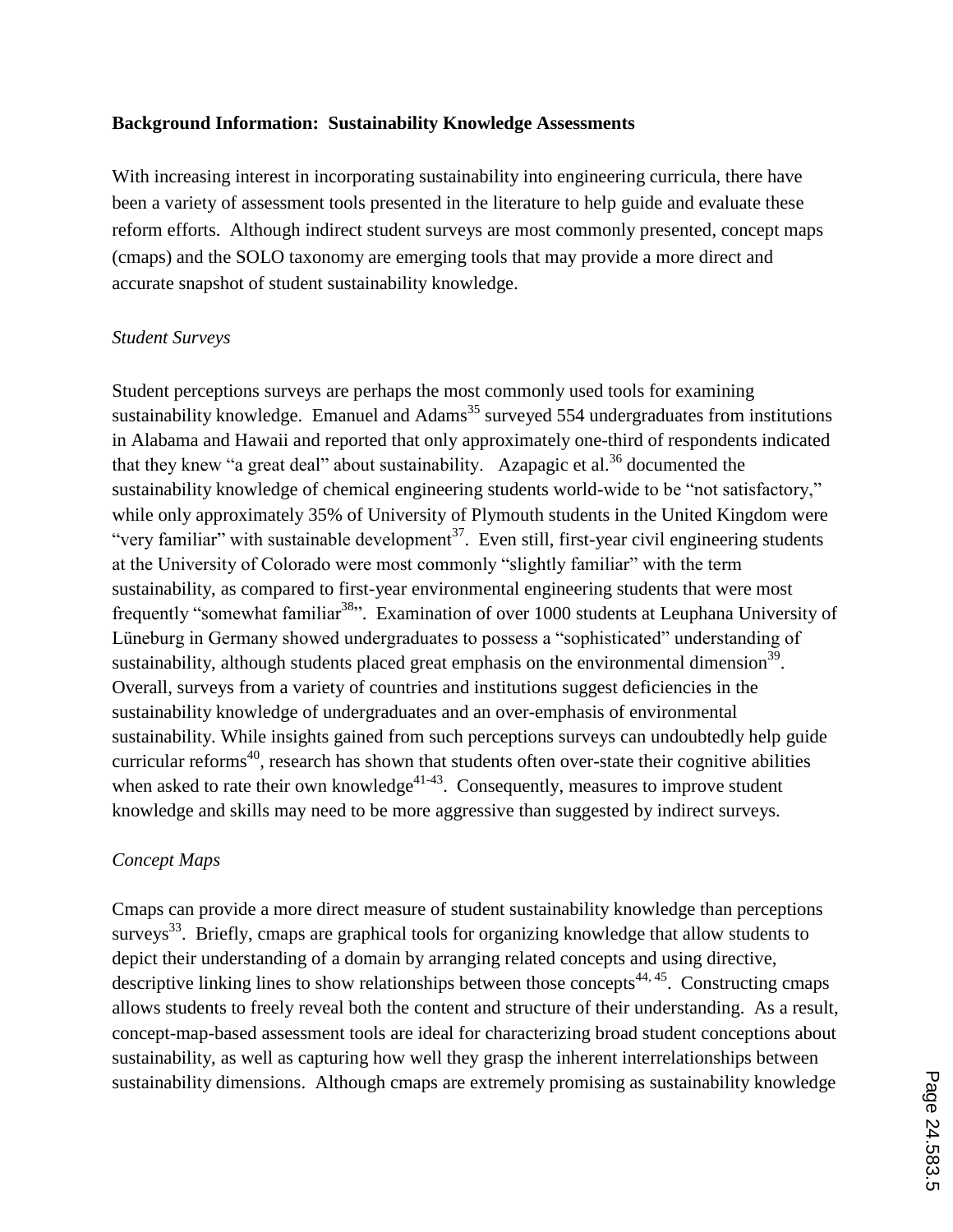## Background Information: Sustainability Knowledge Assessments

With increasing interest in incorporating sustainability into engineering curricula, there have been a variety of assessment tools presented in the literature to help guide and evaluate these reform efforts. Although indirect student surveys are most commonly presented, concept maps (cmaps) and the SOLO taxonomy are emerging tools that may provide a more direct and accurate snapshot of student sustainability knowledge.

### *Student Surveys*

Student perceptions surveys are perhaps the most commonly used tools for examining sustainability knowledge. Emanuel and Adams[35] surveyed 554 undergraduates from institutions in Alabama and Hawaii and reported that only approximately one-third of respondents indicated that they knew "a great deal" about sustainability. Azapagic et al.[36] documented the sustainability knowledge of chemical engineering students world-wide to be "not satisfactory," while only approximately 35% of University of Plymouth students in the United Kingdom were "very familiar" with sustainable development[37]. Even still, first-year civil engineering students at the University of Colorado were most commonly "slightly familiar" with the term sustainability, as compared to first-year environmental engineering students that were most frequently "somewhat familiar[38]". Examination of over 1000 students at Leuphana University of Lüneburg in Germany showed undergraduates to possess a "sophisticated" understanding of sustainability, although students placed great emphasis on the environmental dimension[39]. Overall, surveys from a variety of countries and institutions suggest deficiencies in the sustainability knowledge of undergraduates and an over-emphasis of environmental sustainability. While insights gained from such perceptions surveys can undoubtedly help guide curricular reforms[40], research has shown that students often over-state their cognitive abilities when asked to rate their own knowledge[41-43]. Consequently, measures to improve student knowledge and skills may need to be more aggressive than suggested by indirect surveys.

### *Concept Maps*

Cmaps can provide a more direct measure of student sustainability knowledge than perceptions surveys[33]. Briefly, cmaps are graphical tools for organizing knowledge that allow students to depict their understanding of a domain by arranging related concepts and using directive, descriptive linking lines to show relationships between those concepts[44, 45]. Constructing cmaps allows students to freely reveal both the content and structure of their understanding. As a result, concept-map-based assessment tools are ideal for characterizing broad student conceptions about sustainability, as well as capturing how well they grasp the inherent interrelationships between sustainability dimensions. Although cmaps are extremely promising as sustainability knowledge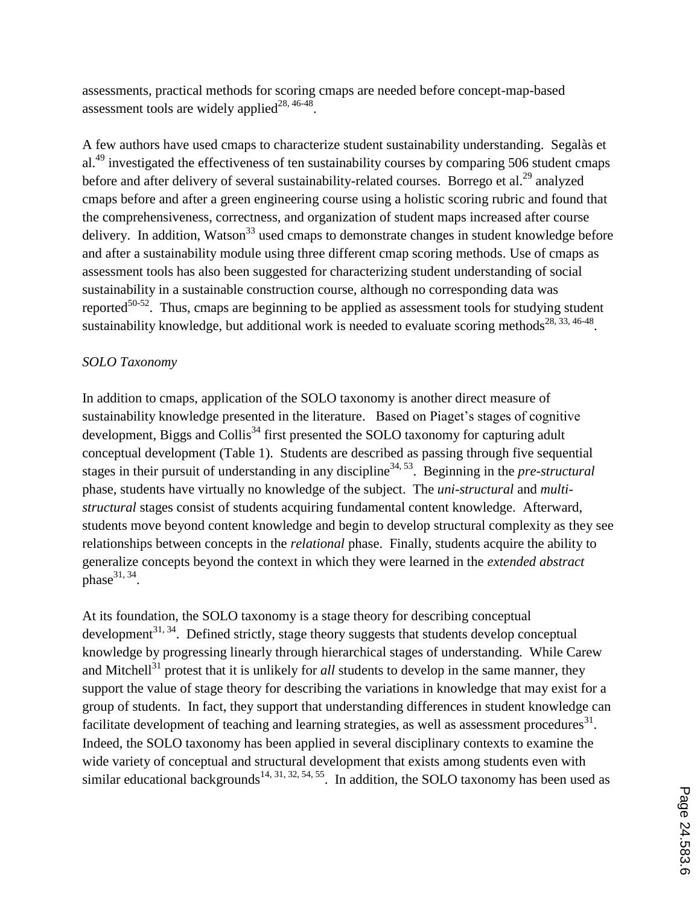assessments, practical methods for scoring cmaps are needed before concept-map-based assessment tools are widely applied[28, 46-48].

A few authors have used cmaps to characterize student sustainability understanding. Segalàs et al.[49] investigated the effectiveness of ten sustainability courses by comparing 506 student cmaps before and after delivery of several sustainability-related courses. Borrego et al.[29] analyzed cmaps before and after a green engineering course using a holistic scoring rubric and found that the comprehensiveness, correctness, and organization of student maps increased after course delivery. In addition, Watson[33] used cmaps to demonstrate changes in student knowledge before and after a sustainability module using three different cmap scoring methods. Use of cmaps as assessment tools has also been suggested for characterizing student understanding of social sustainability in a sustainable construction course, although no corresponding data was reported[50-52]. Thus, cmaps are beginning to be applied as assessment tools for studying student sustainability knowledge, but additional work is needed to evaluate scoring methods[28, 33, 46-48].

*SOLO Taxonomy*

In addition to cmaps, application of the SOLO taxonomy is another direct measure of sustainability knowledge presented in the literature. Based on Piaget's stages of cognitive development, Biggs and Collis[34] first presented the SOLO taxonomy for capturing adult conceptual development (Table 1). Students are described as passing through five sequential stages in their pursuit of understanding in any discipline[34, 53]. Beginning in the *pre-structural* phase, students have virtually no knowledge of the subject. The *uni-structural* and *multi-structural* stages consist of students acquiring fundamental content knowledge. Afterward, students move beyond content knowledge and begin to develop structural complexity as they see relationships between concepts in the *relational* phase. Finally, students acquire the ability to generalize concepts beyond the context in which they were learned in the *extended abstract* phase[31, 34].

At its foundation, the SOLO taxonomy is a stage theory for describing conceptual development[31, 34]. Defined strictly, stage theory suggests that students develop conceptual knowledge by progressing linearly through hierarchical stages of understanding. While Carew and Mitchell[31] protest that it is unlikely for *all* students to develop in the same manner, they support the value of stage theory for describing the variations in knowledge that may exist for a group of students. In fact, they support that understanding differences in student knowledge can facilitate development of teaching and learning strategies, as well as assessment procedures[31]. Indeed, the SOLO taxonomy has been applied in several disciplinary contexts to examine the wide variety of conceptual and structural development that exists among students even with similar educational backgrounds[14, 31, 32, 54, 55]. In addition, the SOLO taxonomy has been used as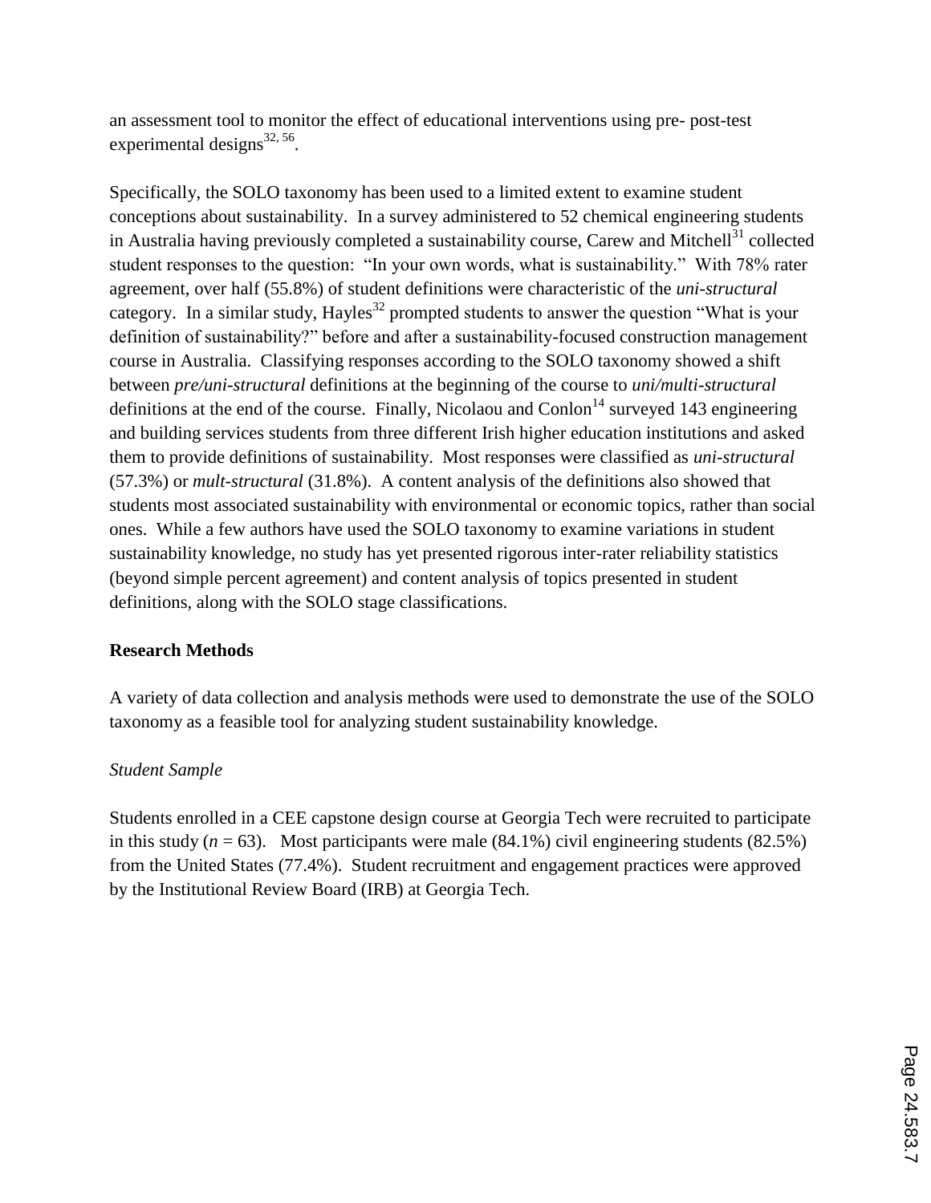an assessment tool to monitor the effect of educational interventions using pre- post-test experimental designs[32, 56].

Specifically, the SOLO taxonomy has been used to a limited extent to examine student conceptions about sustainability. In a survey administered to 52 chemical engineering students in Australia having previously completed a sustainability course, Carew and Mitchell[31] collected student responses to the question: "In your own words, what is sustainability." With 78% rater agreement, over half (55.8%) of student definitions were characteristic of the *uni-structural* category. In a similar study, Hayles[32] prompted students to answer the question "What is your definition of sustainability?" before and after a sustainability-focused construction management course in Australia. Classifying responses according to the SOLO taxonomy showed a shift between *pre/uni-structural* definitions at the beginning of the course to *uni/multi-structural* definitions at the end of the course. Finally, Nicolaou and Conlon[14] surveyed 143 engineering and building services students from three different Irish higher education institutions and asked them to provide definitions of sustainability. Most responses were classified as *uni-structural* (57.3%) or *mult-structural* (31.8%). A content analysis of the definitions also showed that students most associated sustainability with environmental or economic topics, rather than social ones. While a few authors have used the SOLO taxonomy to examine variations in student sustainability knowledge, no study has yet presented rigorous inter-rater reliability statistics (beyond simple percent agreement) and content analysis of topics presented in student definitions, along with the SOLO stage classifications.

**Research Methods**

A variety of data collection and analysis methods were used to demonstrate the use of the SOLO taxonomy as a feasible tool for analyzing student sustainability knowledge.

*Student Sample*

Students enrolled in a CEE capstone design course at Georgia Tech were recruited to participate in this study ($n$ = 63). Most participants were male (84.1%) civil engineering students (82.5%) from the United States (77.4%). Student recruitment and engagement practices were approved by the Institutional Review Board (IRB) at Georgia Tech.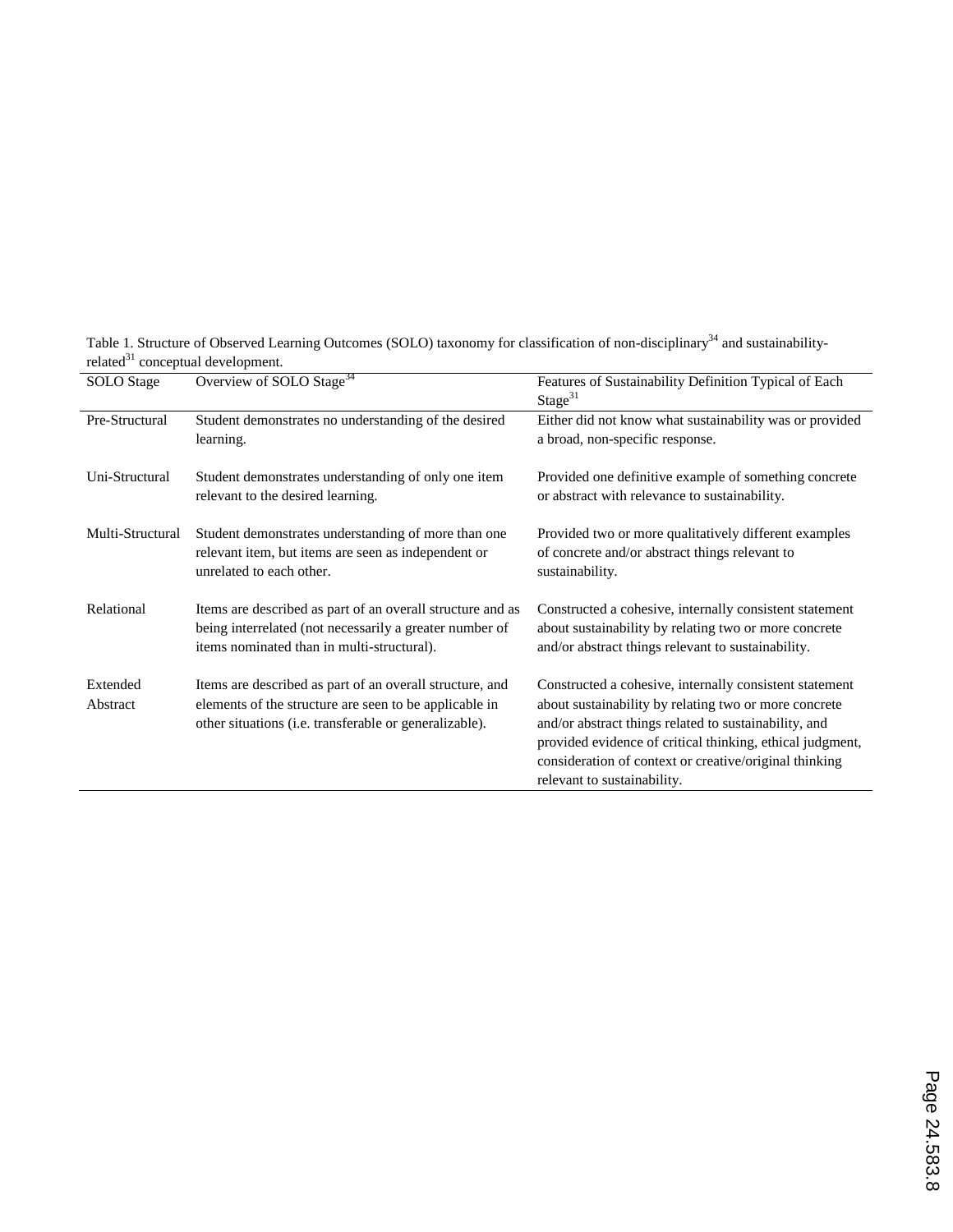Table 1. Structure of Observed Learning Outcomes (SOLO) taxonomy for classification of non-disciplinary[34] and sustainability-related[31] conceptual development.

| SOLO Stage | Overview of SOLO Stage[34] | Features of Sustainability Definition Typical of Each Stage[31] |
| --- | --- | --- |
| Pre-Structural | Student demonstrates no understanding of the desired learning. | Either did not know what sustainability was or provided a broad, non-specific response. |
| Uni-Structural | Student demonstrates understanding of only one item relevant to the desired learning. | Provided one definitive example of something concrete or abstract with relevance to sustainability. |
| Multi-Structural | Student demonstrates understanding of more than one relevant item, but items are seen as independent or unrelated to each other. | Provided two or more qualitatively different examples of concrete and/or abstract things relevant to sustainability. |
| Relational | Items are described as part of an overall structure and as being interrelated (not necessarily a greater number of items nominated than in multi-structural). | Constructed a cohesive, internally consistent statement about sustainability by relating two or more concrete and/or abstract things relevant to sustainability. |
| Extended Abstract | Items are described as part of an overall structure, and elements of the structure are seen to be applicable in other situations (i.e. transferable or generalizable). | Constructed a cohesive, internally consistent statement about sustainability by relating two or more concrete and/or abstract things related to sustainability, and provided evidence of critical thinking, ethical judgment, consideration of context or creative/original thinking relevant to sustainability. |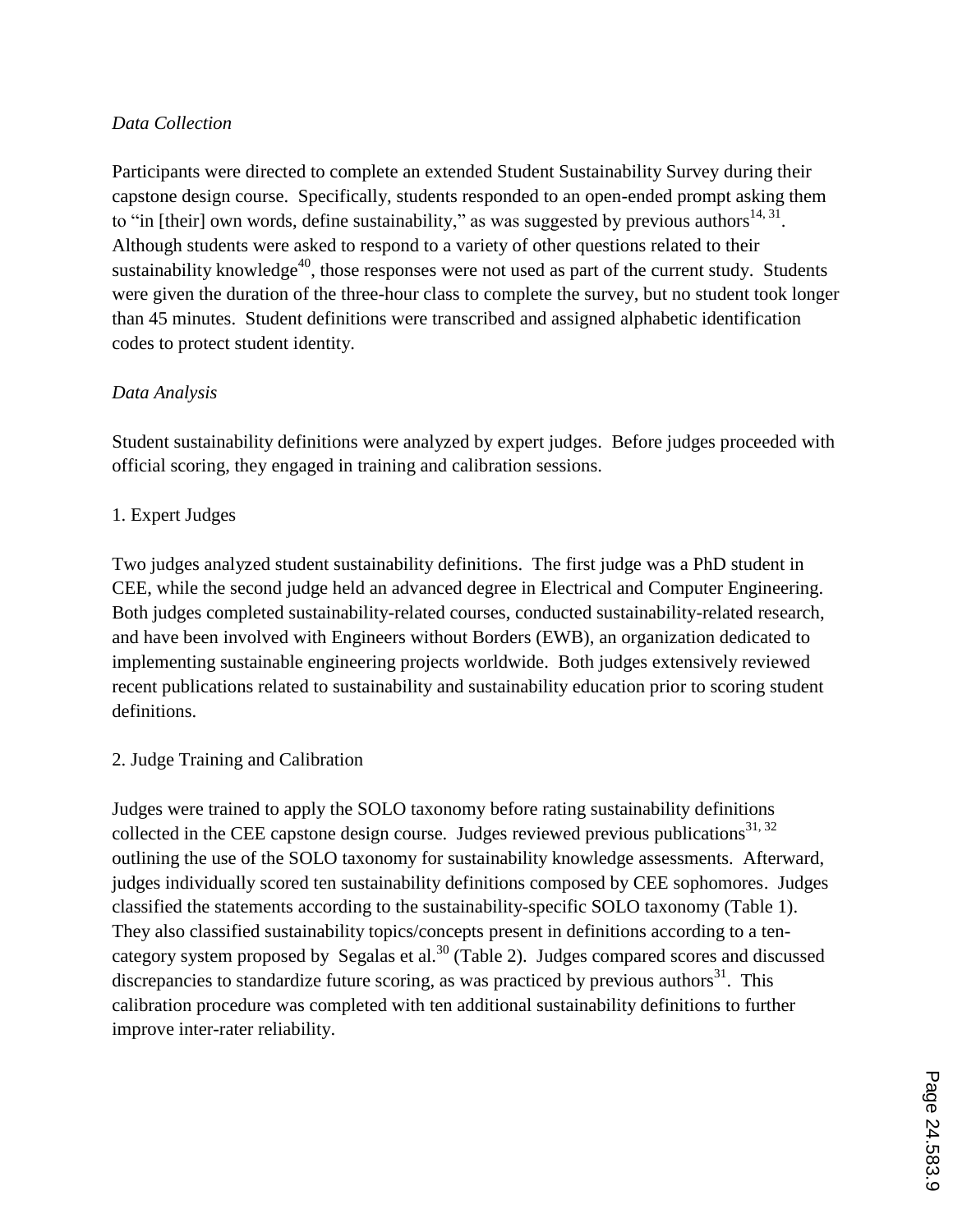*Data Collection*

Participants were directed to complete an extended Student Sustainability Survey during their capstone design course. Specifically, students responded to an open-ended prompt asking them to "in [their] own words, define sustainability," as was suggested by previous authors[14, 31]. Although students were asked to respond to a variety of other questions related to their sustainability knowledge[40], those responses were not used as part of the current study. Students were given the duration of the three-hour class to complete the survey, but no student took longer than 45 minutes. Student definitions were transcribed and assigned alphabetic identification codes to protect student identity.

*Data Analysis*

Student sustainability definitions were analyzed by expert judges. Before judges proceeded with official scoring, they engaged in training and calibration sessions.

1. Expert Judges

Two judges analyzed student sustainability definitions. The first judge was a PhD student in CEE, while the second judge held an advanced degree in Electrical and Computer Engineering. Both judges completed sustainability-related courses, conducted sustainability-related research, and have been involved with Engineers without Borders (EWB), an organization dedicated to implementing sustainable engineering projects worldwide. Both judges extensively reviewed recent publications related to sustainability and sustainability education prior to scoring student definitions.

2. Judge Training and Calibration

Judges were trained to apply the SOLO taxonomy before rating sustainability definitions collected in the CEE capstone design course. Judges reviewed previous publications[31, 32] outlining the use of the SOLO taxonomy for sustainability knowledge assessments. Afterward, judges individually scored ten sustainability definitions composed by CEE sophomores. Judges classified the statements according to the sustainability-specific SOLO taxonomy (Table 1). They also classified sustainability topics/concepts present in definitions according to a ten-category system proposed by Segalas et al.[30] (Table 2). Judges compared scores and discussed discrepancies to standardize future scoring, as was practiced by previous authors[31]. This calibration procedure was completed with ten additional sustainability definitions to further improve inter-rater reliability.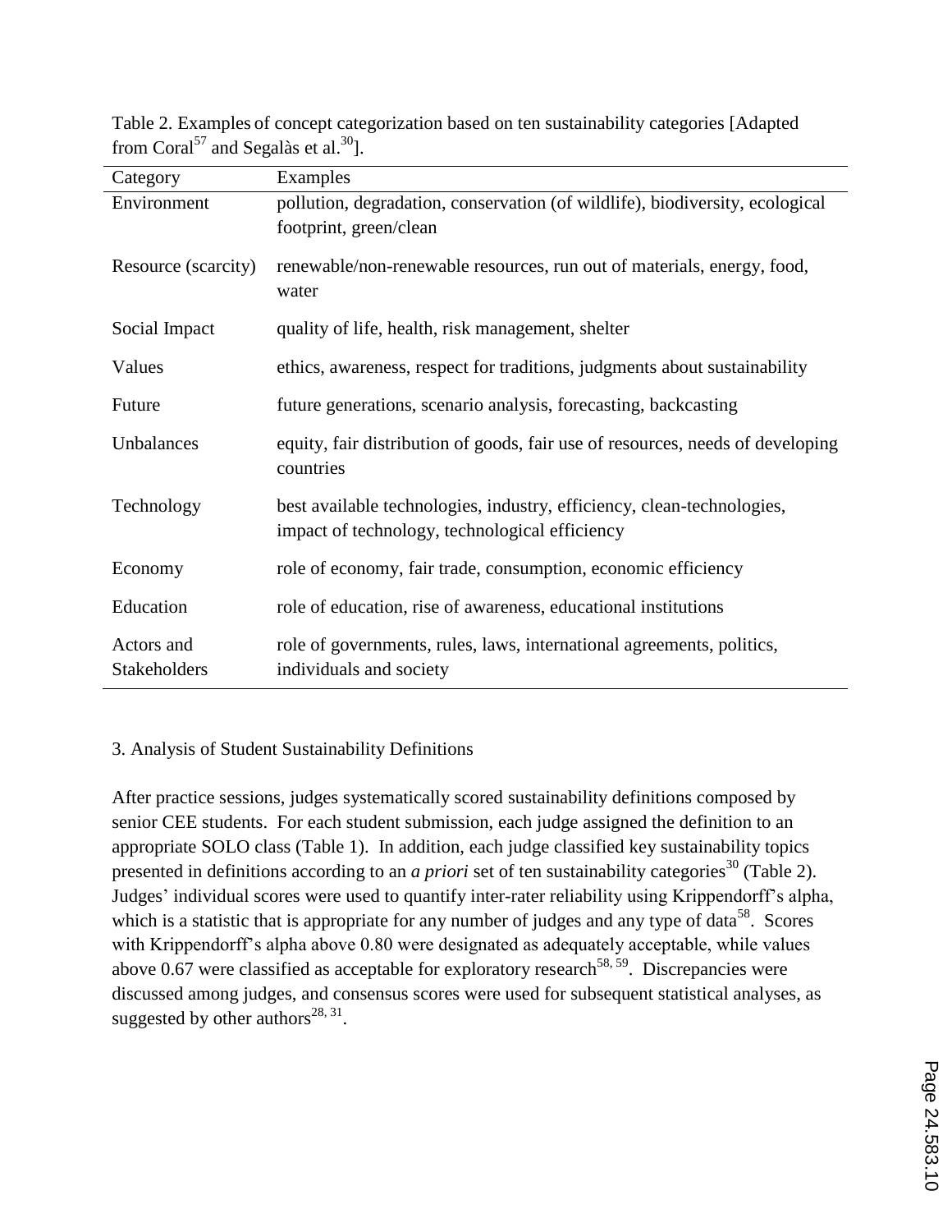Table 2. Examples of concept categorization based on ten sustainability categories [Adapted from Coral[57] and Segalàs et al.[30]].

| Category | Examples |
|---|---|
| Environment | pollution, degradation, conservation (of wildlife), biodiversity, ecological footprint, green/clean |
| Resource (scarcity) | renewable/non-renewable resources, run out of materials, energy, food, water |
| Social Impact | quality of life, health, risk management, shelter |
| Values | ethics, awareness, respect for traditions, judgments about sustainability |
| Future | future generations, scenario analysis, forecasting, backcasting |
| Unbalances | equity, fair distribution of goods, fair use of resources, needs of developing countries |
| Technology | best available technologies, industry, efficiency, clean-technologies, impact of technology, technological efficiency |
| Economy | role of economy, fair trade, consumption, economic efficiency |
| Education | role of education, rise of awareness, educational institutions |
| Actors and Stakeholders | role of governments, rules, laws, international agreements, politics, individuals and society |

## 3. Analysis of Student Sustainability Definitions

After practice sessions, judges systematically scored sustainability definitions composed by senior CEE students. For each student submission, each judge assigned the definition to an appropriate SOLO class (Table 1). In addition, each judge classified key sustainability topics presented in definitions according to an *a priori* set of ten sustainability categories[30] (Table 2). Judges' individual scores were used to quantify inter-rater reliability using Krippendorff's alpha, which is a statistic that is appropriate for any number of judges and any type of data[58]. Scores with Krippendorff's alpha above 0.80 were designated as adequately acceptable, while values above 0.67 were classified as acceptable for exploratory research[58, 59]. Discrepancies were discussed among judges, and consensus scores were used for subsequent statistical analyses, as suggested by other authors[28, 31].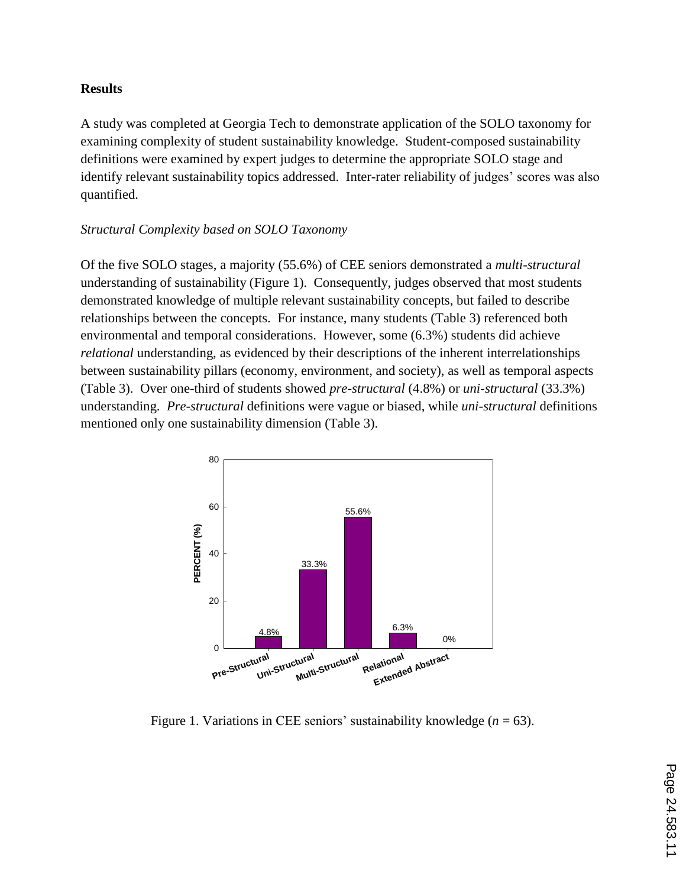## Results

A study was completed at Georgia Tech to demonstrate application of the SOLO taxonomy for examining complexity of student sustainability knowledge. Student-composed sustainability definitions were examined by expert judges to determine the appropriate SOLO stage and identify relevant sustainability topics addressed. Inter-rater reliability of judges' scores was also quantified.

### *Structural Complexity based on SOLO Taxonomy*

Of the five SOLO stages, a majority (55.6%) of CEE seniors demonstrated a *multi-structural* understanding of sustainability (Figure 1). Consequently, judges observed that most students demonstrated knowledge of multiple relevant sustainability concepts, but failed to describe relationships between the concepts. For instance, many students (Table 3) referenced both environmental and temporal considerations. However, some (6.3%) students did achieve *relational* understanding, as evidenced by their descriptions of the inherent interrelationships between sustainability pillars (economy, environment, and society), as well as temporal aspects (Table 3). Over one-third of students showed *pre-structural* (4.8%) or *uni-structural* (33.3%) understanding. *Pre-structural* definitions were vague or biased, while *uni-structural* definitions mentioned only one sustainability dimension (Table 3).

Figure 1. Variations in CEE seniors' sustainability knowledge ($n$ = 63).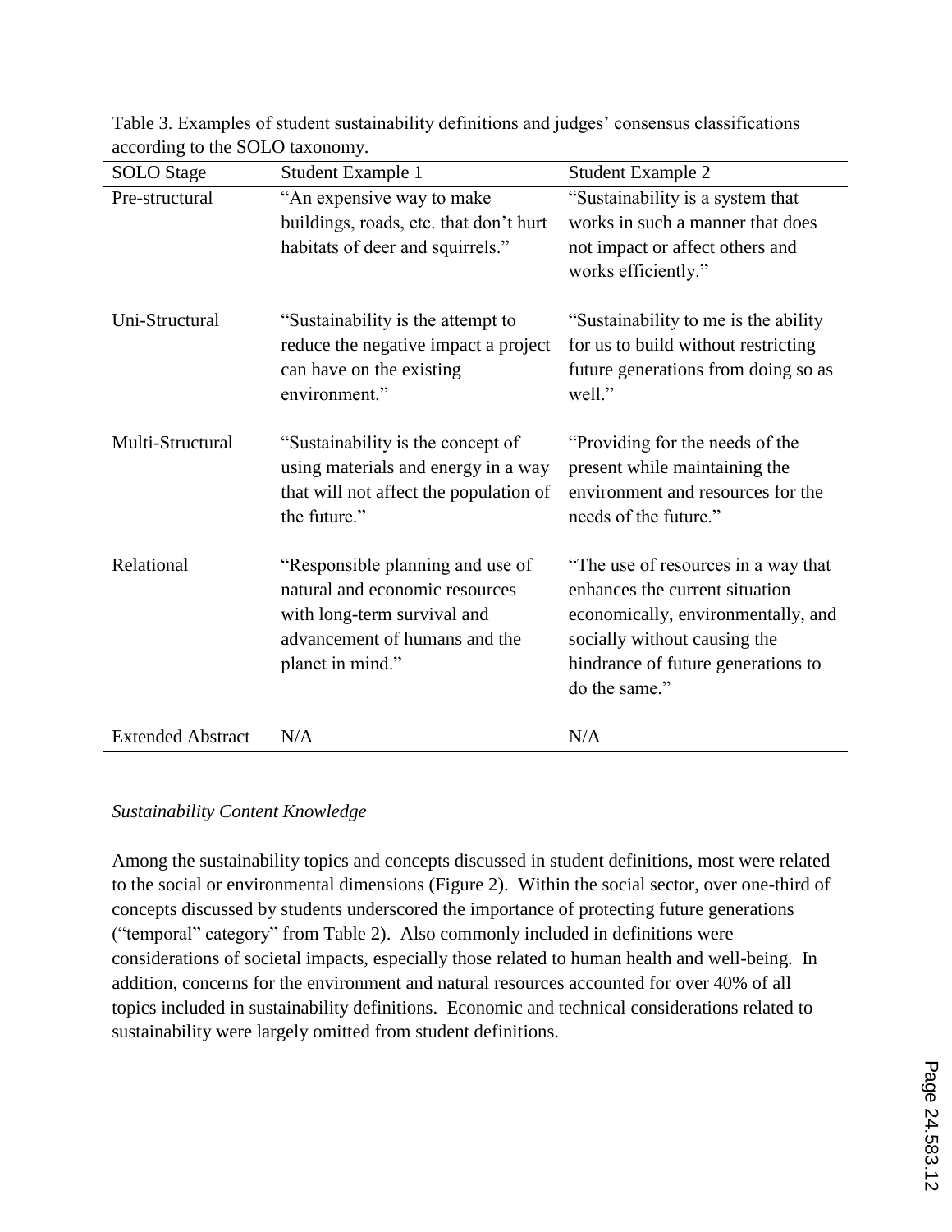Table 3. Examples of student sustainability definitions and judges' consensus classifications according to the SOLO taxonomy.

| SOLO Stage | Student Example 1 | Student Example 2 |
|---|---|---|
| Pre-structural | "An expensive way to make buildings, roads, etc. that don't hurt habitats of deer and squirrels." | "Sustainability is a system that works in such a manner that does not impact or affect others and works efficiently." |
| Uni-Structural | "Sustainability is the attempt to reduce the negative impact a project can have on the existing environment." | "Sustainability to me is the ability for us to build without restricting future generations from doing so as well." |
| Multi-Structural | "Sustainability is the concept of using materials and energy in a way that will not affect the population of the future." | "Providing for the needs of the present while maintaining the environment and resources for the needs of the future." |
| Relational | "Responsible planning and use of natural and economic resources with long-term survival and advancement of humans and the planet in mind." | "The use of resources in a way that enhances the current situation economically, environmentally, and socially without causing the hindrance of future generations to do the same." |
| Extended Abstract | N/A | N/A |

*Sustainability Content Knowledge*

Among the sustainability topics and concepts discussed in student definitions, most were related to the social or environmental dimensions (Figure 2). Within the social sector, over one-third of concepts discussed by students underscored the importance of protecting future generations ("temporal" category" from Table 2). Also commonly included in definitions were considerations of societal impacts, especially those related to human health and well-being. In addition, concerns for the environment and natural resources accounted for over 40% of all topics included in sustainability definitions. Economic and technical considerations related to sustainability were largely omitted from student definitions.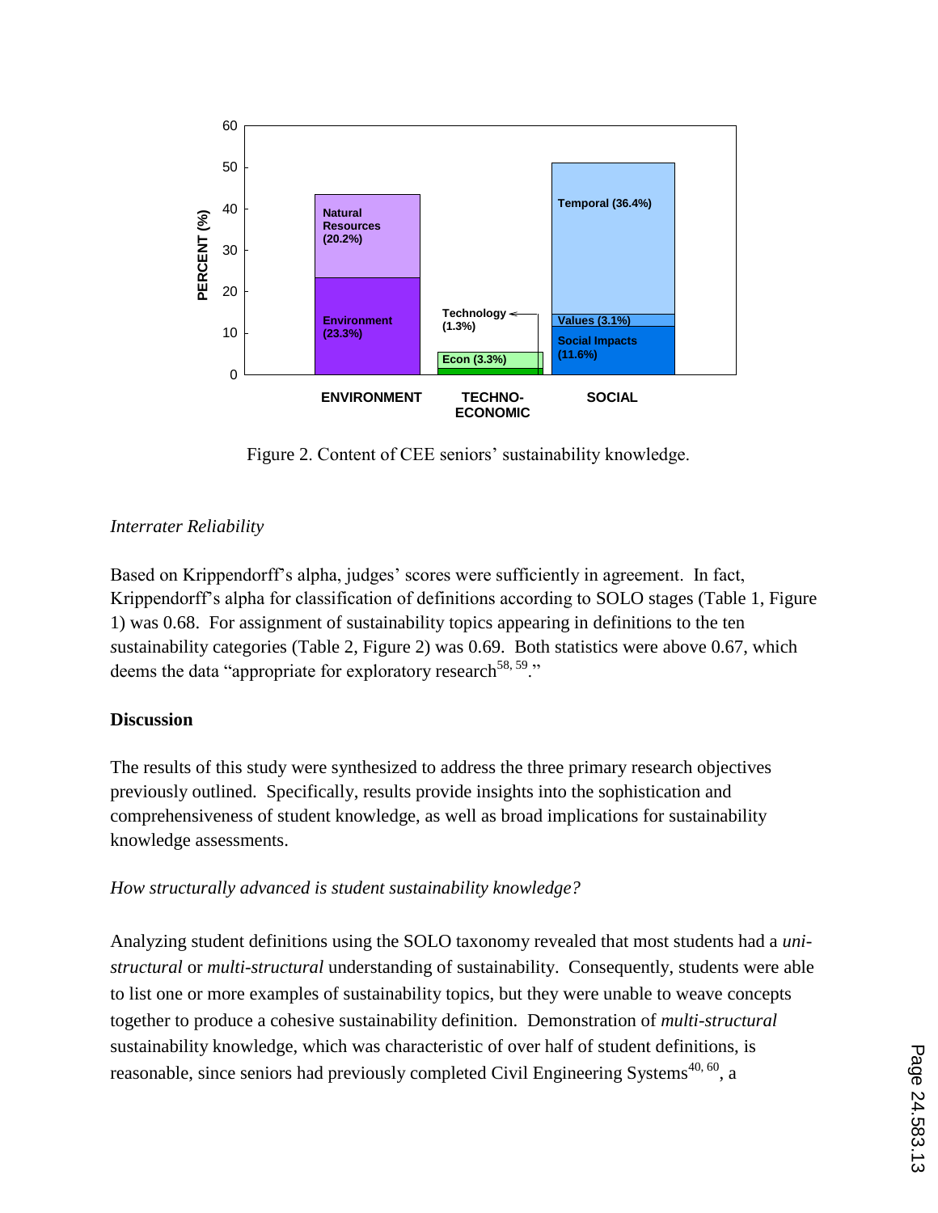Figure 2. Content of CEE seniors' sustainability knowledge.

*Interrater Reliability*

Based on Krippendorff's alpha, judges' scores were sufficiently in agreement. In fact, Krippendorff's alpha for classification of definitions according to SOLO stages (Table 1, Figure 1) was 0.68. For assignment of sustainability topics appearing in definitions to the ten sustainability categories (Table 2, Figure 2) was 0.69. Both statistics were above 0.67, which deems the data "appropriate for exploratory research[58, 59]."

## Discussion

The results of this study were synthesized to address the three primary research objectives previously outlined. Specifically, results provide insights into the sophistication and comprehensiveness of student knowledge, as well as broad implications for sustainability knowledge assessments.

*How structurally advanced is student sustainability knowledge?*

Analyzing student definitions using the SOLO taxonomy revealed that most students had a *uni-structural* or *multi-structural* understanding of sustainability. Consequently, students were able to list one or more examples of sustainability topics, but they were unable to weave concepts together to produce a cohesive sustainability definition. Demonstration of *multi-structural* sustainability knowledge, which was characteristic of over half of student definitions, is reasonable, since seniors had previously completed Civil Engineering Systems[40, 60], a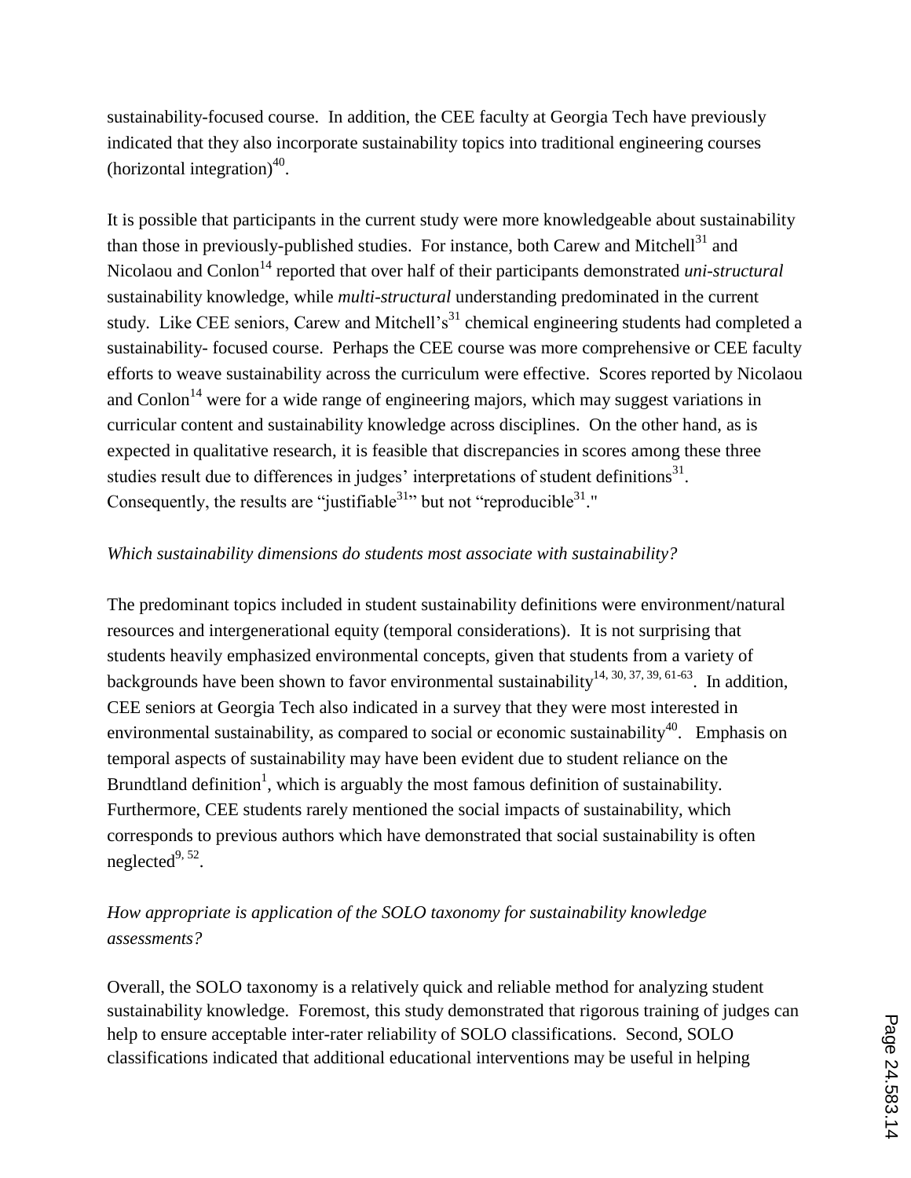sustainability-focused course. In addition, the CEE faculty at Georgia Tech have previously indicated that they also incorporate sustainability topics into traditional engineering courses (horizontal integration)[40].

It is possible that participants in the current study were more knowledgeable about sustainability than those in previously-published studies. For instance, both Carew and Mitchell[31] and Nicolaou and Conlon[14] reported that over half of their participants demonstrated *uni-structural* sustainability knowledge, while *multi-structural* understanding predominated in the current study. Like CEE seniors, Carew and Mitchell's[31] chemical engineering students had completed a sustainability- focused course. Perhaps the CEE course was more comprehensive or CEE faculty efforts to weave sustainability across the curriculum were effective. Scores reported by Nicolaou and Conlon[14] were for a wide range of engineering majors, which may suggest variations in curricular content and sustainability knowledge across disciplines. On the other hand, as is expected in qualitative research, it is feasible that discrepancies in scores among these three studies result due to differences in judges' interpretations of student definitions[31]. Consequently, the results are "justifiable[31]" but not "reproducible[31]."

*Which sustainability dimensions do students most associate with sustainability?*

The predominant topics included in student sustainability definitions were environment/natural resources and intergenerational equity (temporal considerations). It is not surprising that students heavily emphasized environmental concepts, given that students from a variety of backgrounds have been shown to favor environmental sustainability[14, 30, 37, 39, 61-63]. In addition, CEE seniors at Georgia Tech also indicated in a survey that they were most interested in environmental sustainability, as compared to social or economic sustainability[40]. Emphasis on temporal aspects of sustainability may have been evident due to student reliance on the Brundtland definition[1], which is arguably the most famous definition of sustainability. Furthermore, CEE students rarely mentioned the social impacts of sustainability, which corresponds to previous authors which have demonstrated that social sustainability is often neglected[9, 52].

*How appropriate is application of the SOLO taxonomy for sustainability knowledge assessments?*

Overall, the SOLO taxonomy is a relatively quick and reliable method for analyzing student sustainability knowledge. Foremost, this study demonstrated that rigorous training of judges can help to ensure acceptable inter-rater reliability of SOLO classifications. Second, SOLO classifications indicated that additional educational interventions may be useful in helping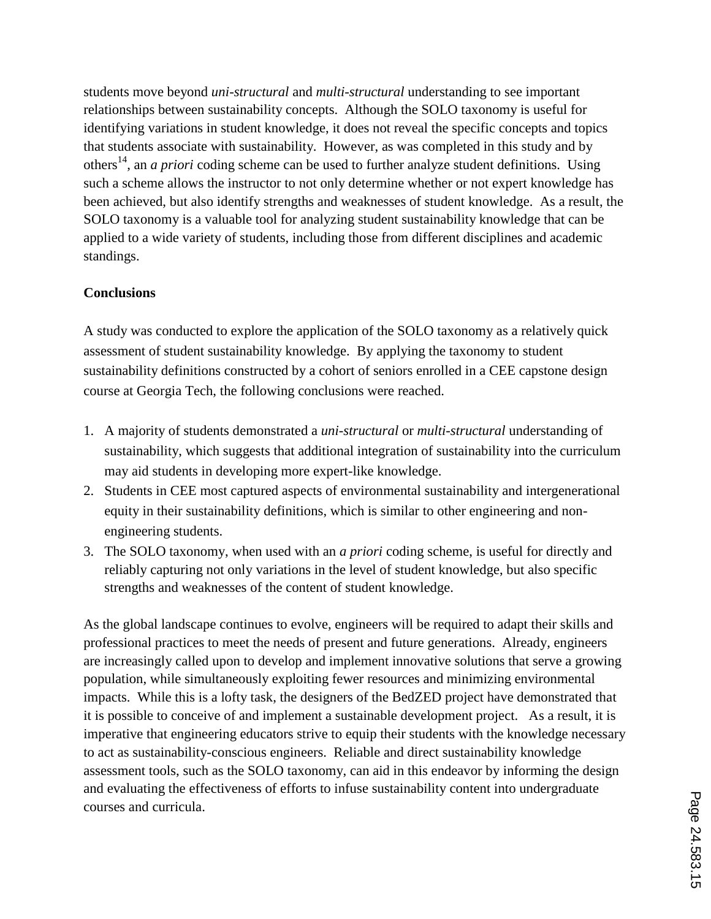students move beyond *uni-structural* and *multi-structural* understanding to see important relationships between sustainability concepts. Although the SOLO taxonomy is useful for identifying variations in student knowledge, it does not reveal the specific concepts and topics that students associate with sustainability. However, as was completed in this study and by others[14], an *a priori* coding scheme can be used to further analyze student definitions. Using such a scheme allows the instructor to not only determine whether or not expert knowledge has been achieved, but also identify strengths and weaknesses of student knowledge. As a result, the SOLO taxonomy is a valuable tool for analyzing student sustainability knowledge that can be applied to a wide variety of students, including those from different disciplines and academic standings.

**Conclusions**

A study was conducted to explore the application of the SOLO taxonomy as a relatively quick assessment of student sustainability knowledge. By applying the taxonomy to student sustainability definitions constructed by a cohort of seniors enrolled in a CEE capstone design course at Georgia Tech, the following conclusions were reached.

1. A majority of students demonstrated a *uni-structural* or *multi-structural* understanding of sustainability, which suggests that additional integration of sustainability into the curriculum may aid students in developing more expert-like knowledge.
2. Students in CEE most captured aspects of environmental sustainability and intergenerational equity in their sustainability definitions, which is similar to other engineering and non-engineering students.
3. The SOLO taxonomy, when used with an *a priori* coding scheme, is useful for directly and reliably capturing not only variations in the level of student knowledge, but also specific strengths and weaknesses of the content of student knowledge.

As the global landscape continues to evolve, engineers will be required to adapt their skills and professional practices to meet the needs of present and future generations. Already, engineers are increasingly called upon to develop and implement innovative solutions that serve a growing population, while simultaneously exploiting fewer resources and minimizing environmental impacts. While this is a lofty task, the designers of the BedZED project have demonstrated that it is possible to conceive of and implement a sustainable development project. As a result, it is imperative that engineering educators strive to equip their students with the knowledge necessary to act as sustainability-conscious engineers. Reliable and direct sustainability knowledge assessment tools, such as the SOLO taxonomy, can aid in this endeavor by informing the design and evaluating the effectiveness of efforts to infuse sustainability content into undergraduate courses and curricula.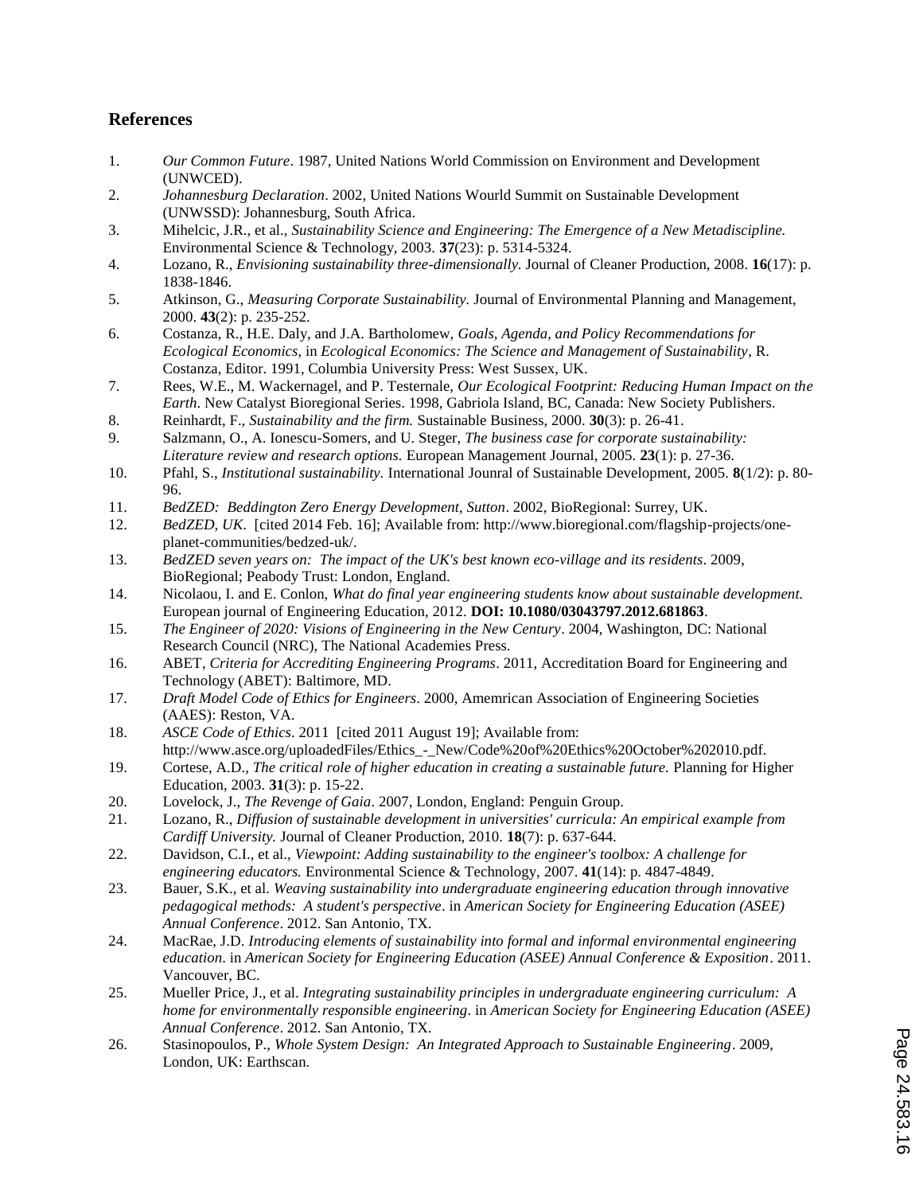## References

1. *Our Common Future*. 1987, United Nations World Commission on Environment and Development (UNWCED).
2. *Johannesburg Declaration*. 2002, United Nations Wourld Summit on Sustainable Development (UNWSSD): Johannesburg, South Africa.
3. Mihelcic, J.R., et al., *Sustainability Science and Engineering: The Emergence of a New Metadiscipline.* Environmental Science & Technology, 2003. **37**(23): p. 5314-5324.
4. Lozano, R., *Envisioning sustainability three-dimensionally.* Journal of Cleaner Production, 2008. **16**(17): p. 1838-1846.
5. Atkinson, G., *Measuring Corporate Sustainability.* Journal of Environmental Planning and Management, 2000. **43**(2): p. 235-252.
6. Costanza, R., H.E. Daly, and J.A. Bartholomew, *Goals, Agenda, and Policy Recommendations for Ecological Economics*, in *Ecological Economics: The Science and Management of Sustainability*, R. Costanza, Editor. 1991, Columbia University Press: West Sussex, UK.
7. Rees, W.E., M. Wackernagel, and P. Testernale, *Our Ecological Footprint: Reducing Human Impact on the Earth*. New Catalyst Bioregional Series. 1998, Gabriola Island, BC, Canada: New Society Publishers.
8. Reinhardt, F., *Sustainability and the firm.* Sustainable Business, 2000. **30**(3): p. 26-41.
9. Salzmann, O., A. Ionescu-Somers, and U. Steger, *The business case for corporate sustainability: Literature review and research options.* European Management Journal, 2005. **23**(1): p. 27-36.
10. Pfahl, S., *Institutional sustainability.* International Jounral of Sustainable Development, 2005. **8**(1/2): p. 80-96.
11. *BedZED: Beddington Zero Energy Development, Sutton*. 2002, BioRegional: Surrey, UK.
12. *BedZED, UK*. [cited 2014 Feb. 16]; Available from: http://www.bioregional.com/flagship-projects/one-planet-communities/bedzed-uk/.
13. *BedZED seven years on: The impact of the UK's best known eco-village and its residents*. 2009, BioRegional; Peabody Trust: London, England.
14. Nicolaou, I. and E. Conlon, *What do final year engineering students know about sustainable development.* European journal of Engineering Education, 2012. **DOI: 10.1080/03043797.2012.681863**.
15. *The Engineer of 2020: Visions of Engineering in the New Century*. 2004, Washington, DC: National Research Council (NRC), The National Academies Press.
16. ABET, *Criteria for Accrediting Engineering Programs*. 2011, Accreditation Board for Engineering and Technology (ABET): Baltimore, MD.
17. *Draft Model Code of Ethics for Engineers*. 2000, Amemrican Association of Engineering Societies (AAES): Reston, VA.
18. *ASCE Code of Ethics*. 2011 [cited 2011 August 19]; Available from: http://www.asce.org/uploadedFiles/Ethics_-_New/Code%20of%20Ethics%20October%202010.pdf.
19. Cortese, A.D., *The critical role of higher education in creating a sustainable future.* Planning for Higher Education, 2003. **31**(3): p. 15-22.
20. Lovelock, J., *The Revenge of Gaia*. 2007, London, England: Penguin Group.
21. Lozano, R., *Diffusion of sustainable development in universities' curricula: An empirical example from Cardiff University.* Journal of Cleaner Production, 2010. **18**(7): p. 637-644.
22. Davidson, C.I., et al., *Viewpoint: Adding sustainability to the engineer's toolbox: A challenge for engineering educators.* Environmental Science & Technology, 2007. **41**(14): p. 4847-4849.
23. Bauer, S.K., et al. *Weaving sustainability into undergraduate engineering education through innovative pedagogical methods: A student's perspective*. in *American Society for Engineering Education (ASEE) Annual Conference*. 2012. San Antonio, TX.
24. MacRae, J.D. *Introducing elements of sustainability into formal and informal environmental engineering education*. in *American Society for Engineering Education (ASEE) Annual Conference & Exposition*. 2011. Vancouver, BC.
25. Mueller Price, J., et al. *Integrating sustainability principles in undergraduate engineering curriculum: A home for environmentally responsible engineering*. in *American Society for Engineering Education (ASEE) Annual Conference*. 2012. San Antonio, TX.
26. Stasinopoulos, P., *Whole System Design: An Integrated Approach to Sustainable Engineering*. 2009, London, UK: Earthscan.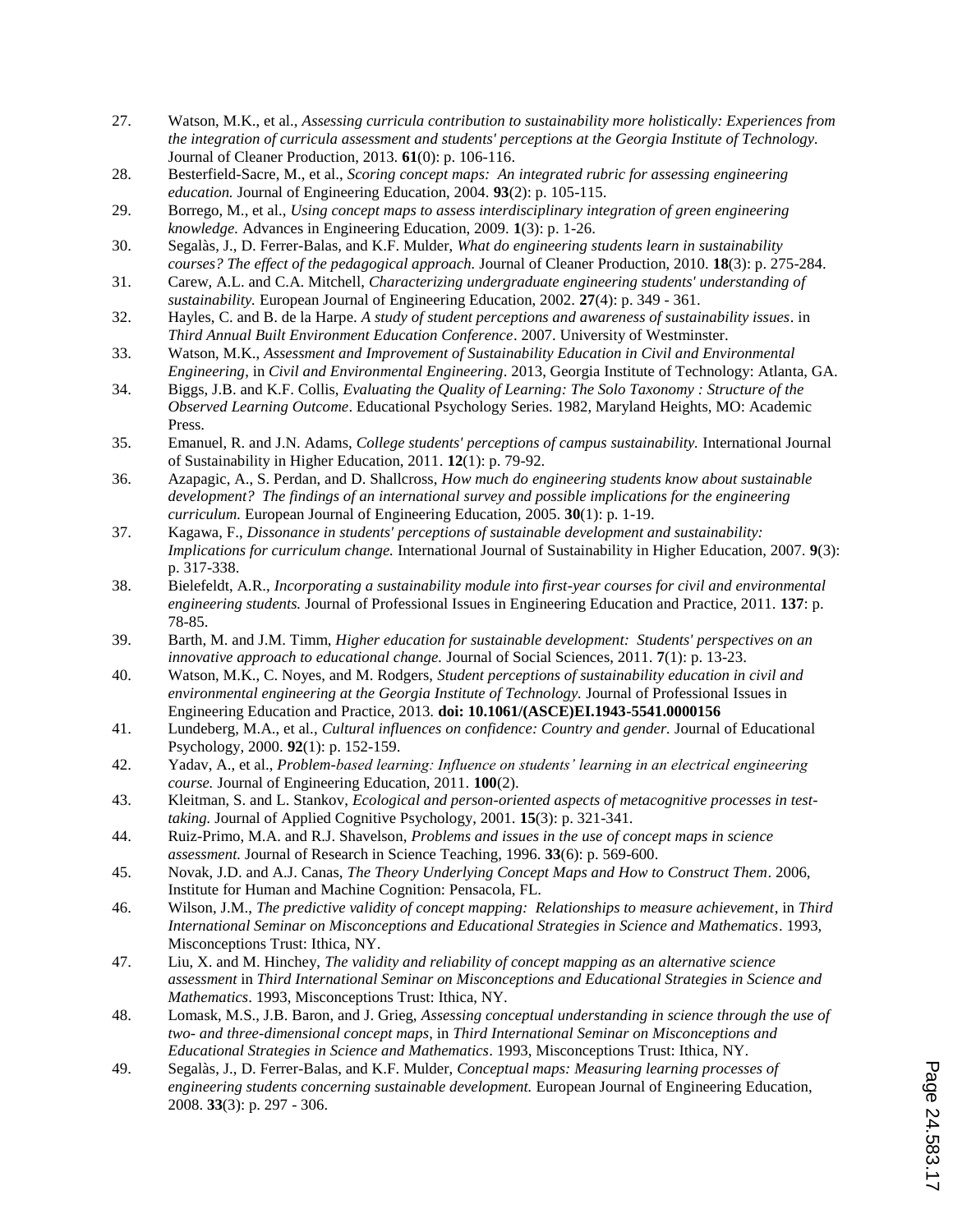27. Watson, M.K., et al., *Assessing curricula contribution to sustainability more holistically: Experiences from the integration of curricula assessment and students' perceptions at the Georgia Institute of Technology.* Journal of Cleaner Production, 2013. **61**(0): p. 106-116.
28. Besterfield-Sacre, M., et al., *Scoring concept maps: An integrated rubric for assessing engineering education.* Journal of Engineering Education, 2004. **93**(2): p. 105-115.
29. Borrego, M., et al., *Using concept maps to assess interdisciplinary integration of green engineering knowledge.* Advances in Engineering Education, 2009. **1**(3): p. 1-26.
30. Segalàs, J., D. Ferrer-Balas, and K.F. Mulder, *What do engineering students learn in sustainability courses? The effect of the pedagogical approach.* Journal of Cleaner Production, 2010. **18**(3): p. 275-284.
31. Carew, A.L. and C.A. Mitchell, *Characterizing undergraduate engineering students' understanding of sustainability.* European Journal of Engineering Education, 2002. **27**(4): p. 349 - 361.
32. Hayles, C. and B. de la Harpe. *A study of student perceptions and awareness of sustainability issues*. in *Third Annual Built Environment Education Conference*. 2007. University of Westminster.
33. Watson, M.K., *Assessment and Improvement of Sustainability Education in Civil and Environmental Engineering*, in *Civil and Environmental Engineering*. 2013, Georgia Institute of Technology: Atlanta, GA.
34. Biggs, J.B. and K.F. Collis, *Evaluating the Quality of Learning: The Solo Taxonomy : Structure of the Observed Learning Outcome*. Educational Psychology Series. 1982, Maryland Heights, MO: Academic Press.
35. Emanuel, R. and J.N. Adams, *College students' perceptions of campus sustainability.* International Journal of Sustainability in Higher Education, 2011. **12**(1): p. 79-92.
36. Azapagic, A., S. Perdan, and D. Shallcross, *How much do engineering students know about sustainable development? The findings of an international survey and possible implications for the engineering curriculum.* European Journal of Engineering Education, 2005. **30**(1): p. 1-19.
37. Kagawa, F., *Dissonance in students' perceptions of sustainable development and sustainability: Implications for curriculum change.* International Journal of Sustainability in Higher Education, 2007. **9**(3): p. 317-338.
38. Bielefeldt, A.R., *Incorporating a sustainability module into first-year courses for civil and environmental engineering students.* Journal of Professional Issues in Engineering Education and Practice, 2011. **137**: p. 78-85.
39. Barth, M. and J.M. Timm, *Higher education for sustainable development: Students' perspectives on an innovative approach to educational change.* Journal of Social Sciences, 2011. **7**(1): p. 13-23.
40. Watson, M.K., C. Noyes, and M. Rodgers, *Student perceptions of sustainability education in civil and environmental engineering at the Georgia Institute of Technology.* Journal of Professional Issues in Engineering Education and Practice, 2013. **doi: 10.1061/(ASCE)EI.1943-5541.0000156**
41. Lundeberg, M.A., et al., *Cultural influences on confidence: Country and gender.* Journal of Educational Psychology, 2000. **92**(1): p. 152-159.
42. Yadav, A., et al., *Problem-based learning: Influence on students' learning in an electrical engineering course.* Journal of Engineering Education, 2011. **100**(2).
43. Kleitman, S. and L. Stankov, *Ecological and person-oriented aspects of metacognitive processes in test-taking.* Journal of Applied Cognitive Psychology, 2001. **15**(3): p. 321-341.
44. Ruiz-Primo, M.A. and R.J. Shavelson, *Problems and issues in the use of concept maps in science assessment.* Journal of Research in Science Teaching, 1996. **33**(6): p. 569-600.
45. Novak, J.D. and A.J. Canas, *The Theory Underlying Concept Maps and How to Construct Them*. 2006, Institute for Human and Machine Cognition: Pensacola, FL.
46. Wilson, J.M., *The predictive validity of concept mapping: Relationships to measure achievement*, in *Third International Seminar on Misconceptions and Educational Strategies in Science and Mathematics*. 1993, Misconceptions Trust: Ithica, NY.
47. Liu, X. and M. Hinchey, *The validity and reliability of concept mapping as an alternative science assessment* in *Third International Seminar on Misconceptions and Educational Strategies in Science and Mathematics*. 1993, Misconceptions Trust: Ithica, NY.
48. Lomask, M.S., J.B. Baron, and J. Grieg, *Assessing conceptual understanding in science through the use of two- and three-dimensional concept maps*, in *Third International Seminar on Misconceptions and Educational Strategies in Science and Mathematics*. 1993, Misconceptions Trust: Ithica, NY.
49. Segalàs, J., D. Ferrer-Balas, and K.F. Mulder, *Conceptual maps: Measuring learning processes of engineering students concerning sustainable development.* European Journal of Engineering Education, 2008. **33**(3): p. 297 - 306.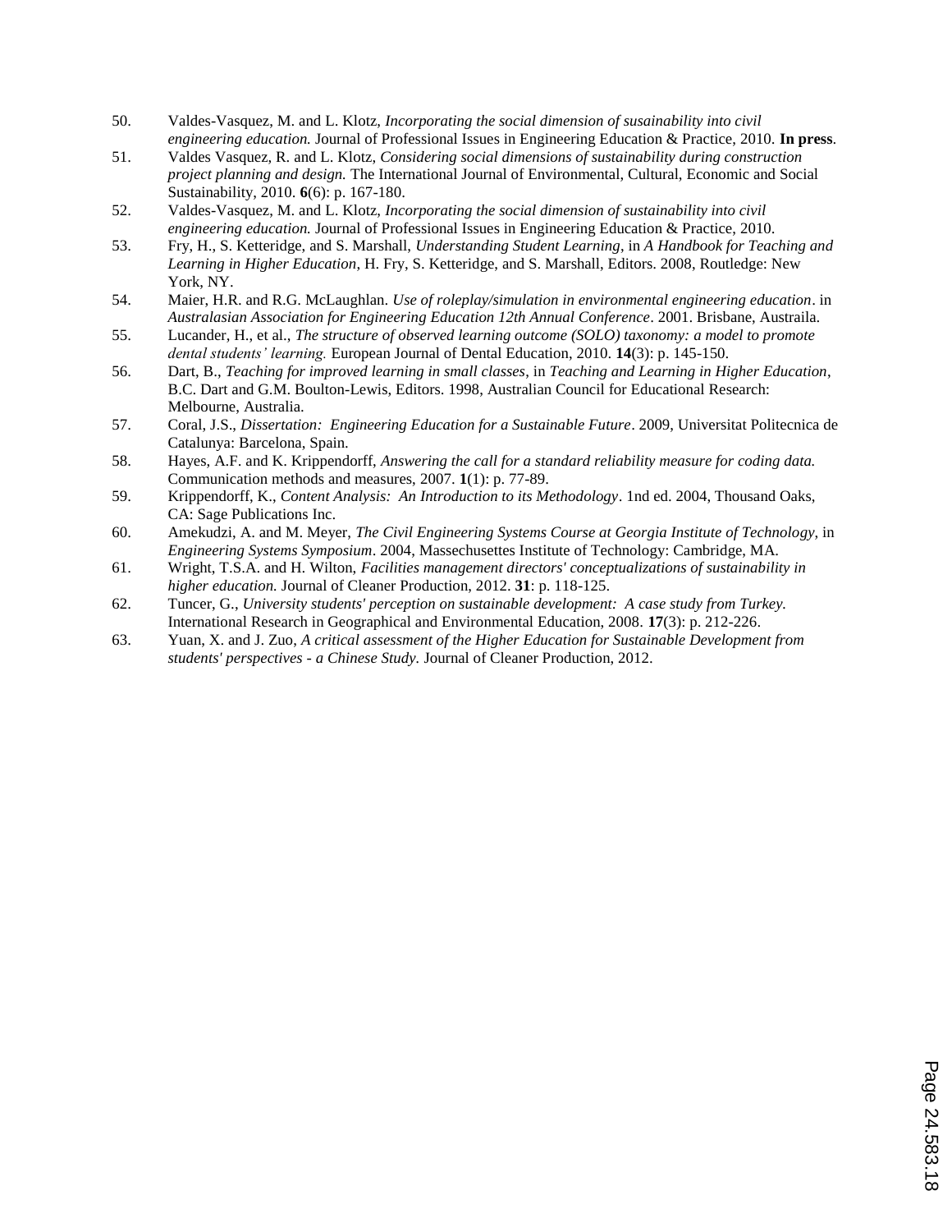50. Valdes-Vasquez, M. and L. Klotz, *Incorporating the social dimension of susainability into civil engineering education.* Journal of Professional Issues in Engineering Education & Practice, 2010. **In press**.
51. Valdes Vasquez, R. and L. Klotz, *Considering social dimensions of sustainability during construction project planning and design.* The International Journal of Environmental, Cultural, Economic and Social Sustainability, 2010. **6**(6): p. 167-180.
52. Valdes-Vasquez, M. and L. Klotz, *Incorporating the social dimension of sustainability into civil engineering education.* Journal of Professional Issues in Engineering Education & Practice, 2010.
53. Fry, H., S. Ketteridge, and S. Marshall, *Understanding Student Learning*, in *A Handbook for Teaching and Learning in Higher Education*, H. Fry, S. Ketteridge, and S. Marshall, Editors. 2008, Routledge: New York, NY.
54. Maier, H.R. and R.G. McLaughlan. *Use of roleplay/simulation in environmental engineering education*. in *Australasian Association for Engineering Education 12th Annual Conference*. 2001. Brisbane, Austraila.
55. Lucander, H., et al., *The structure of observed learning outcome (SOLO) taxonomy: a model to promote dental students' learning.* European Journal of Dental Education, 2010. **14**(3): p. 145-150.
56. Dart, B., *Teaching for improved learning in small classes*, in *Teaching and Learning in Higher Education*, B.C. Dart and G.M. Boulton-Lewis, Editors. 1998, Australian Council for Educational Research: Melbourne, Australia.
57. Coral, J.S., *Dissertation: Engineering Education for a Sustainable Future*. 2009, Universitat Politecnica de Catalunya: Barcelona, Spain.
58. Hayes, A.F. and K. Krippendorff, *Answering the call for a standard reliability measure for coding data.* Communication methods and measures, 2007. **1**(1): p. 77-89.
59. Krippendorff, K., *Content Analysis: An Introduction to its Methodology*. 1nd ed. 2004, Thousand Oaks, CA: Sage Publications Inc.
60. Amekudzi, A. and M. Meyer, *The Civil Engineering Systems Course at Georgia Institute of Technology*, in *Engineering Systems Symposium*. 2004, Massechusettes Institute of Technology: Cambridge, MA.
61. Wright, T.S.A. and H. Wilton, *Facilities management directors' conceptualizations of sustainability in higher education.* Journal of Cleaner Production, 2012. **31**: p. 118-125.
62. Tuncer, G., *University students' perception on sustainable development: A case study from Turkey.* International Research in Geographical and Environmental Education, 2008. **17**(3): p. 212-226.
63. Yuan, X. and J. Zuo, *A critical assessment of the Higher Education for Sustainable Development from students' perspectives - a Chinese Study.* Journal of Cleaner Production, 2012.